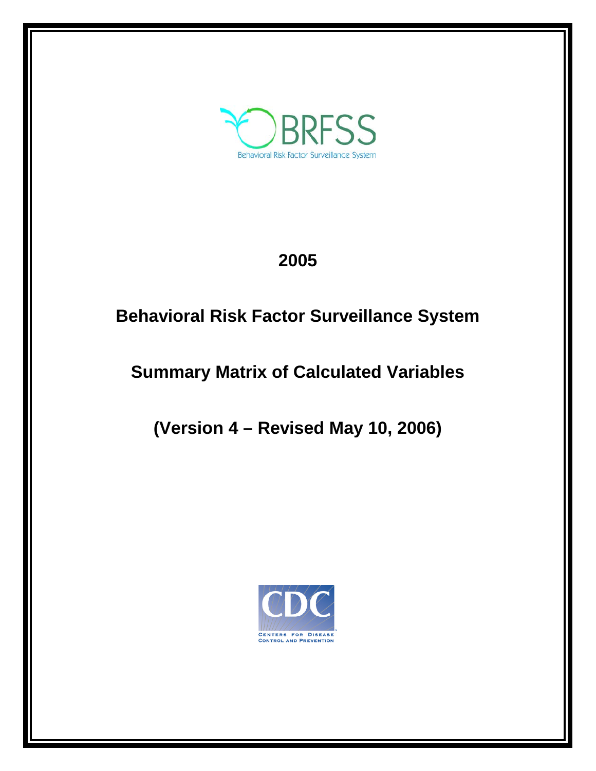BRFSS

Behavioral Risk Factor Surveillance System

# 2005

# Behavioral Risk Factor Surveillance System

# Summary Matrix of Calculated Variables

# (Version 4 – Revised May 10, 2006)

CDC

CENTERS FOR DISEASE CONTROL AND PREVENTION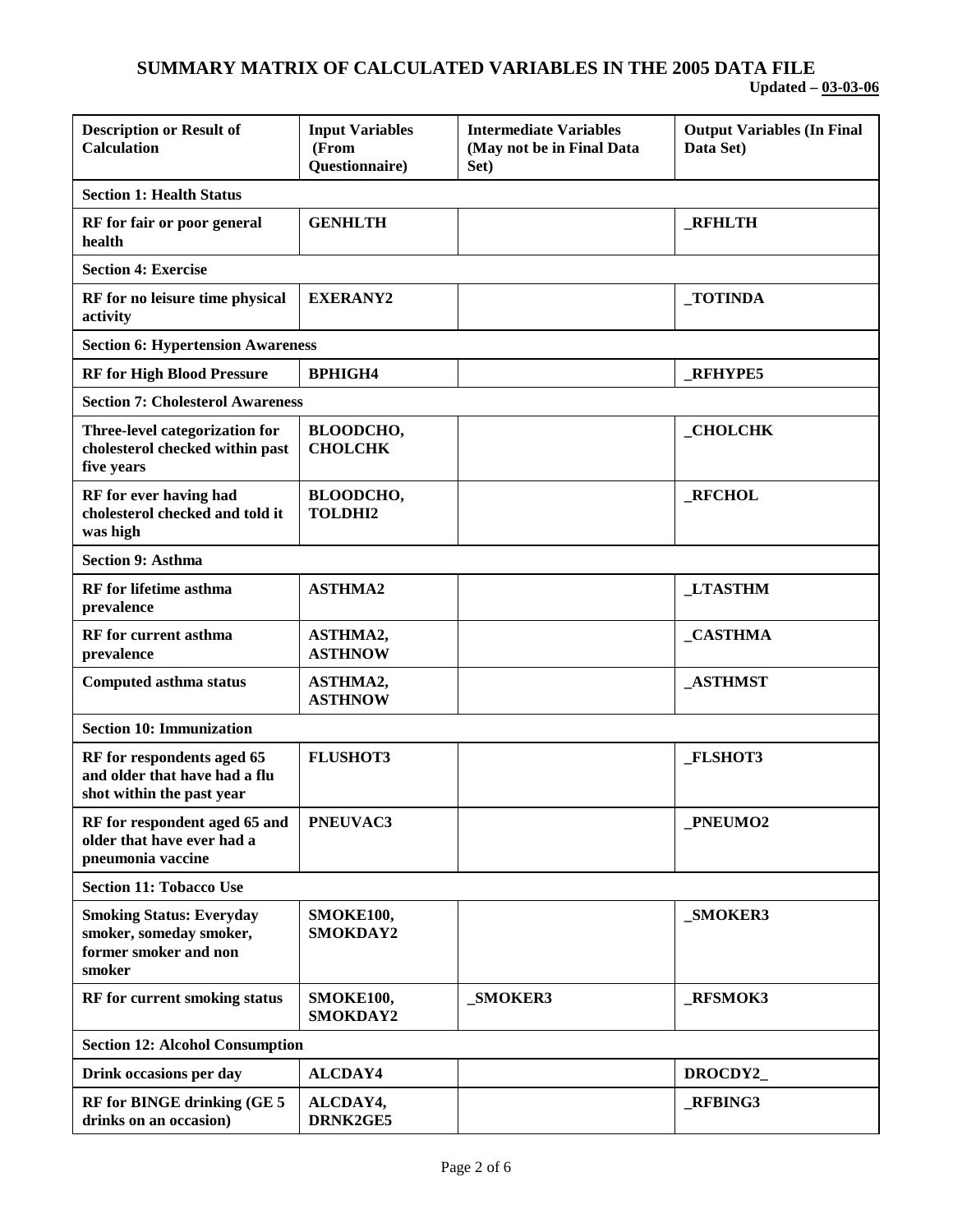# SUMMARY MATRIX OF CALCULATED VARIABLES IN THE 2005 DATA FILE

**Updated – 03-03-06**

| Description or Result of Calculation | Input Variables (From Questionnaire) | Intermediate Variables (May not be in Final Data Set) | Output Variables (In Final Data Set) |
|---|---|---|---|
| **Section 1: Health Status** | | | |
| RF for fair or poor general health | GENHLTH | | _RFHLTH |
| **Section 4: Exercise** | | | |
| RF for no leisure time physical activity | EXERANY2 | | _TOTINDA |
| **Section 6: Hypertension Awareness** | | | |
| RF for High Blood Pressure | BPHIGH4 | | _RFHYPE5 |
| **Section 7: Cholesterol Awareness** | | | |
| Three-level categorization for cholesterol checked within past five years | BLOODCHO, CHOLCHK | | _CHOLCHK |
| RF for ever having had cholesterol checked and told it was high | BLOODCHO, TOLDHI2 | | _RFCHOL |
| **Section 9: Asthma** | | | |
| RF for lifetime asthma prevalence | ASTHMA2 | | _LTASTHM |
| RF for current asthma prevalence | ASTHMA2, ASTHNOW | | _CASTHMA |
| Computed asthma status | ASTHMA2, ASTHNOW | | _ASTHMST |
| **Section 10: Immunization** | | | |
| RF for respondents aged 65 and older that have had a flu shot within the past year | FLUSHOT3 | | _FLSHOT3 |
| RF for respondent aged 65 and older that have ever had a pneumonia vaccine | PNEUVAC3 | | _PNEUMO2 |
| **Section 11: Tobacco Use** | | | |
| Smoking Status: Everyday smoker, someday smoker, former smoker and non smoker | SMOKE100, SMOKDAY2 | | _SMOKER3 |
| RF for current smoking status | SMOKE100, SMOKDAY2 | _SMOKER3 | _RFSMOK3 |
| **Section 12: Alcohol Consumption** | | | |
| Drink occasions per day | ALCDAY4 | | DROCDY2_ |
| RF for BINGE drinking (GE 5 drinks on an occasion) | ALCDAY4, DRNK2GE5 | | _RFBING3 |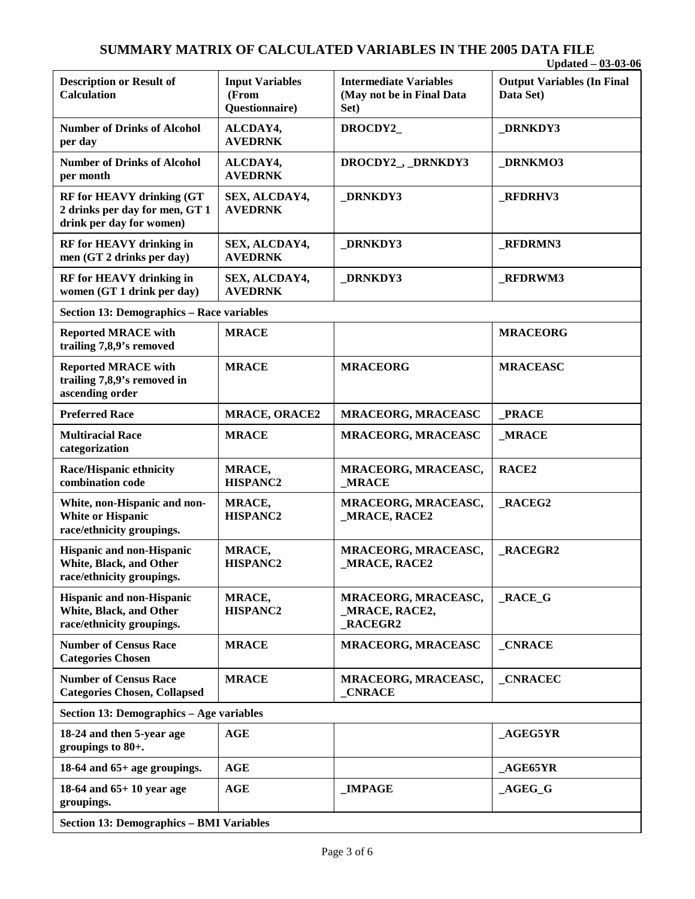# SUMMARY MATRIX OF CALCULATED VARIABLES IN THE 2005 DATA FILE

**Updated – 03-03-06**

| Description or Result of Calculation | Input Variables (From Questionnaire) | Intermediate Variables (May not be in Final Data Set) | Output Variables (In Final Data Set) |
|---|---|---|---|
| **Number of Drinks of Alcohol per day** | **ALCDAY4, AVEDRNK** | **DROCDY2_** | **_DRNKDY3** |
| **Number of Drinks of Alcohol per month** | **ALCDAY4, AVEDRNK** | **DROCDY2_, _DRNKDY3** | **_DRNKMO3** |
| **RF for HEAVY drinking (GT 2 drinks per day for men, GT 1 drink per day for women)** | **SEX, ALCDAY4, AVEDRNK** | **_DRNKDY3** | **_RFDRHV3** |
| **RF for HEAVY drinking in men (GT 2 drinks per day)** | **SEX, ALCDAY4, AVEDRNK** | **_DRNKDY3** | **_RFDRMN3** |
| **RF for HEAVY drinking in women (GT 1 drink per day)** | **SEX, ALCDAY4, AVEDRNK** | **_DRNKDY3** | **_RFDRWM3** |
| **Section 13: Demographics – Race variables** | | | |
| **Reported MRACE with trailing 7,8,9's removed** | **MRACE** | | **MRACEORG** |
| **Reported MRACE with trailing 7,8,9's removed in ascending order** | **MRACE** | **MRACEORG** | **MRACEASC** |
| **Preferred Race** | **MRACE, ORACE2** | **MRACEORG, MRACEASC** | **_PRACE** |
| **Multiracial Race categorization** | **MRACE** | **MRACEORG, MRACEASC** | **_MRACE** |
| **Race/Hispanic ethnicity combination code** | **MRACE, HISPANC2** | **MRACEORG, MRACEASC, _MRACE** | **RACE2** |
| **White, non-Hispanic and non-White or Hispanic race/ethnicity groupings.** | **MRACE, HISPANC2** | **MRACEORG, MRACEASC, _MRACE, RACE2** | **_RACEG2** |
| **Hispanic and non-Hispanic White, Black, and Other race/ethnicity groupings.** | **MRACE, HISPANC2** | **MRACEORG, MRACEASC, _MRACE, RACE2** | **_RACEGR2** |
| **Hispanic and non-Hispanic White, Black, and Other race/ethnicity groupings.** | **MRACE, HISPANC2** | **MRACEORG, MRACEASC, _MRACE, RACE2, _RACEGR2** | **_RACE_G** |
| **Number of Census Race Categories Chosen** | **MRACE** | **MRACEORG, MRACEASC** | **_CNRACE** |
| **Number of Census Race Categories Chosen, Collapsed** | **MRACE** | **MRACEORG, MRACEASC, _CNRACE** | **_CNRACEC** |
| **Section 13: Demographics – Age variables** | | | |
| **18-24 and then 5-year age groupings to 80+.** | **AGE** | | **_AGEG5YR** |
| **18-64 and 65+ age groupings.** | **AGE** | | **_AGE65YR** |
| **18-64 and 65+ 10 year age groupings.** | **AGE** | **_IMPAGE** | **_AGEG_G** |
| **Section 13: Demographics – BMI Variables** | | | |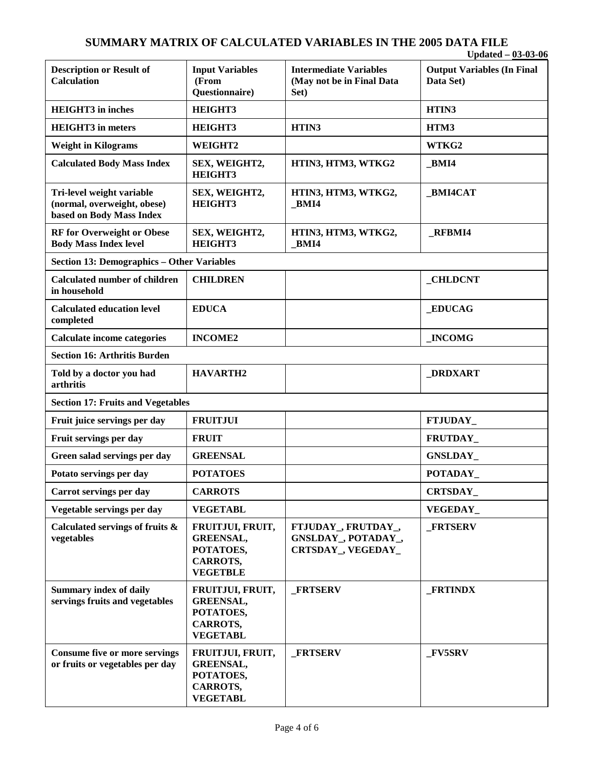# SUMMARY MATRIX OF CALCULATED VARIABLES IN THE 2005 DATA FILE

**Updated – 03-03-06**

| Description or Result of Calculation | Input Variables (From Questionnaire) | Intermediate Variables (May not be in Final Data Set) | Output Variables (In Final Data Set) |
|---|---|---|---|
| **HEIGHT3 in inches** | **HEIGHT3** | | **HTIN3** |
| **HEIGHT3 in meters** | **HEIGHT3** | **HTIN3** | **HTM3** |
| **Weight in Kilograms** | **WEIGHT2** | | **WTKG2** |
| **Calculated Body Mass Index** | **SEX, WEIGHT2, HEIGHT3** | **HTIN3, HTM3, WTKG2** | **_BMI4** |
| **Tri-level weight variable (normal, overweight, obese) based on Body Mass Index** | **SEX, WEIGHT2, HEIGHT3** | **HTIN3, HTM3, WTKG2, _BMI4** | **_BMI4CAT** |
| **RF for Overweight or Obese Body Mass Index level** | **SEX, WEIGHT2, HEIGHT3** | **HTIN3, HTM3, WTKG2, _BMI4** | **_RFBMI4** |
| **Section 13: Demographics – Other Variables** | | | |
| **Calculated number of children in household** | **CHILDREN** | | **_CHLDCNT** |
| **Calculated education level completed** | **EDUCA** | | **_EDUCAG** |
| **Calculate income categories** | **INCOME2** | | **_INCOMG** |
| **Section 16: Arthritis Burden** | | | |
| **Told by a doctor you had arthritis** | **HAVARTH2** | | **_DRDXART** |
| **Section 17: Fruits and Vegetables** | | | |
| **Fruit juice servings per day** | **FRUITJUI** | | **FTJUDAY_** |
| **Fruit servings per day** | **FRUIT** | | **FRUTDAY_** |
| **Green salad servings per day** | **GREENSAL** | | **GNSLDAY_** |
| **Potato servings per day** | **POTATOES** | | **POTADAY_** |
| **Carrot servings per day** | **CARROTS** | | **CRTSDAY_** |
| **Vegetable servings per day** | **VEGETABL** | | **VEGEDAY_** |
| **Calculated servings of fruits & vegetables** | **FRUITJUI, FRUIT, GREENSAL, POTATOES, CARROTS, VEGETBLE** | **FTJUDAY_, FRUTDAY_, GNSLDAY_, POTADAY_, CRTSDAY_, VEGEDAY_** | **_FRTSERV** |
| **Summary index of daily servings fruits and vegetables** | **FRUITJUI, FRUIT, GREENSAL, POTATOES, CARROTS, VEGETABL** | **_FRTSERV** | **_FRTINDX** |
| **Consume five or more servings or fruits or vegetables per day** | **FRUITJUI, FRUIT, GREENSAL, POTATOES, CARROTS, VEGETABL** | **_FRTSERV** | **_FV5SRV** |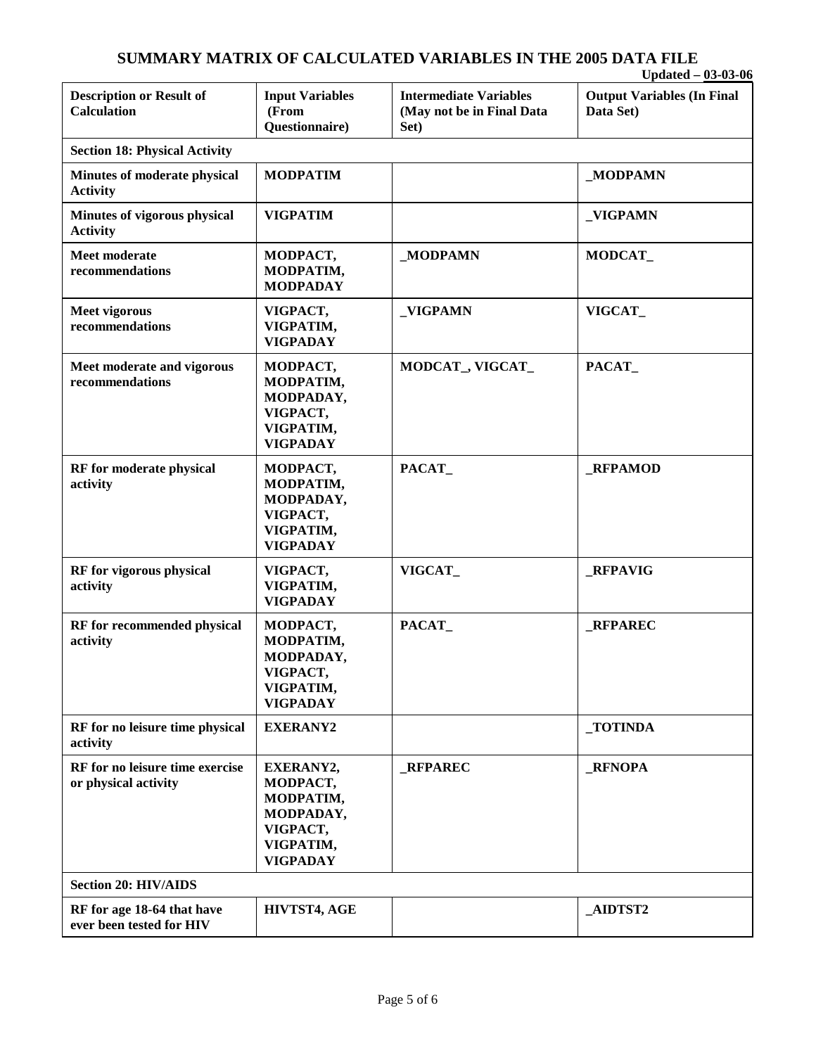# SUMMARY MATRIX OF CALCULATED VARIABLES IN THE 2005 DATA FILE

**Updated – 03-03-06**

| Description or Result of Calculation | Input Variables (From Questionnaire) | Intermediate Variables (May not be in Final Data Set) | Output Variables (In Final Data Set) |
|---|---|---|---|
| **Section 18: Physical Activity** | | | |
| **Minutes of moderate physical Activity** | **MODPATIM** | | **_MODPAMN** |
| **Minutes of vigorous physical Activity** | **VIGPATIM** | | **_VIGPAMN** |
| **Meet moderate recommendations** | **MODPACT, MODPATIM, MODPADAY** | **_MODPAMN** | **MODCAT_** |
| **Meet vigorous recommendations** | **VIGPACT, VIGPATIM, VIGPADAY** | **_VIGPAMN** | **VIGCAT_** |
| **Meet moderate and vigorous recommendations** | **MODPACT, MODPATIM, MODPADAY, VIGPACT, VIGPATIM, VIGPADAY** | **MODCAT_, VIGCAT_** | **PACAT_** |
| **RF for moderate physical activity** | **MODPACT, MODPATIM, MODPADAY, VIGPACT, VIGPATIM, VIGPADAY** | **PACAT_** | **_RFPAMOD** |
| **RF for vigorous physical activity** | **VIGPACT, VIGPATIM, VIGPADAY** | **VIGCAT_** | **_RFPAVIG** |
| **RF for recommended physical activity** | **MODPACT, MODPATIM, MODPADAY, VIGPACT, VIGPATIM, VIGPADAY** | **PACAT_** | **_RFPAREC** |
| **RF for no leisure time physical activity** | **EXERANY2** | | **_TOTINDA** |
| **RF for no leisure time exercise or physical activity** | **EXERANY2, MODPACT, MODPATIM, MODPADAY, VIGPACT, VIGPATIM, VIGPADAY** | **_RFPAREC** | **_RFNOPA** |
| **Section 20: HIV/AIDS** | | | |
| **RF for age 18-64 that have ever been tested for HIV** | **HIVTST4, AGE** | | **_AIDTST2** |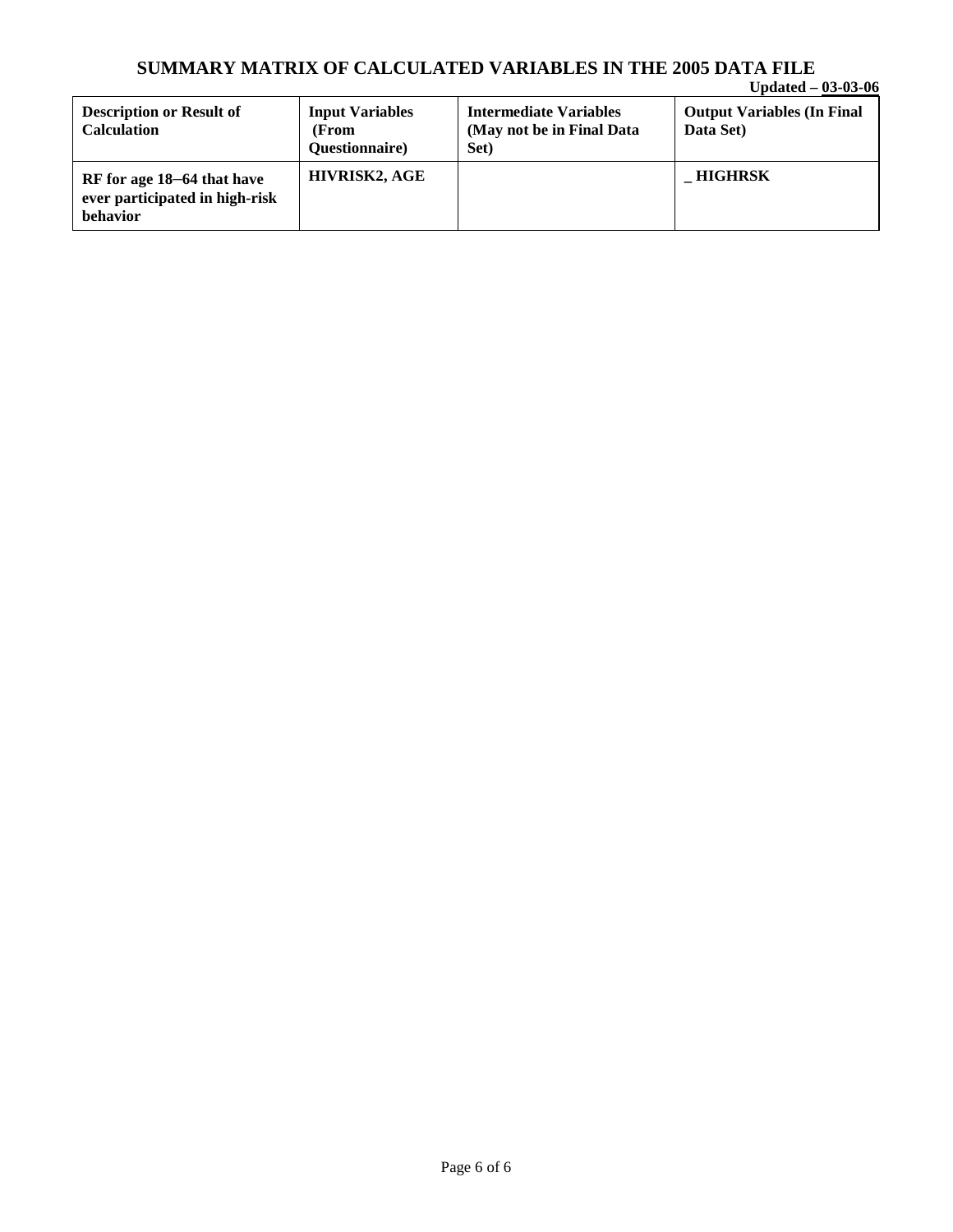# SUMMARY MATRIX OF CALCULATED VARIABLES IN THE 2005 DATA FILE

**Updated – 03-03-06**

| Description or Result of Calculation | Input Variables (From Questionnaire) | Intermediate Variables (May not be in Final Data Set) | Output Variables (In Final Data Set) |
|---|---|---|---|
| **RF for age 18–64 that have ever participated in high-risk behavior** | **HIVRISK2, AGE** | | **_ HIGHRSK** |